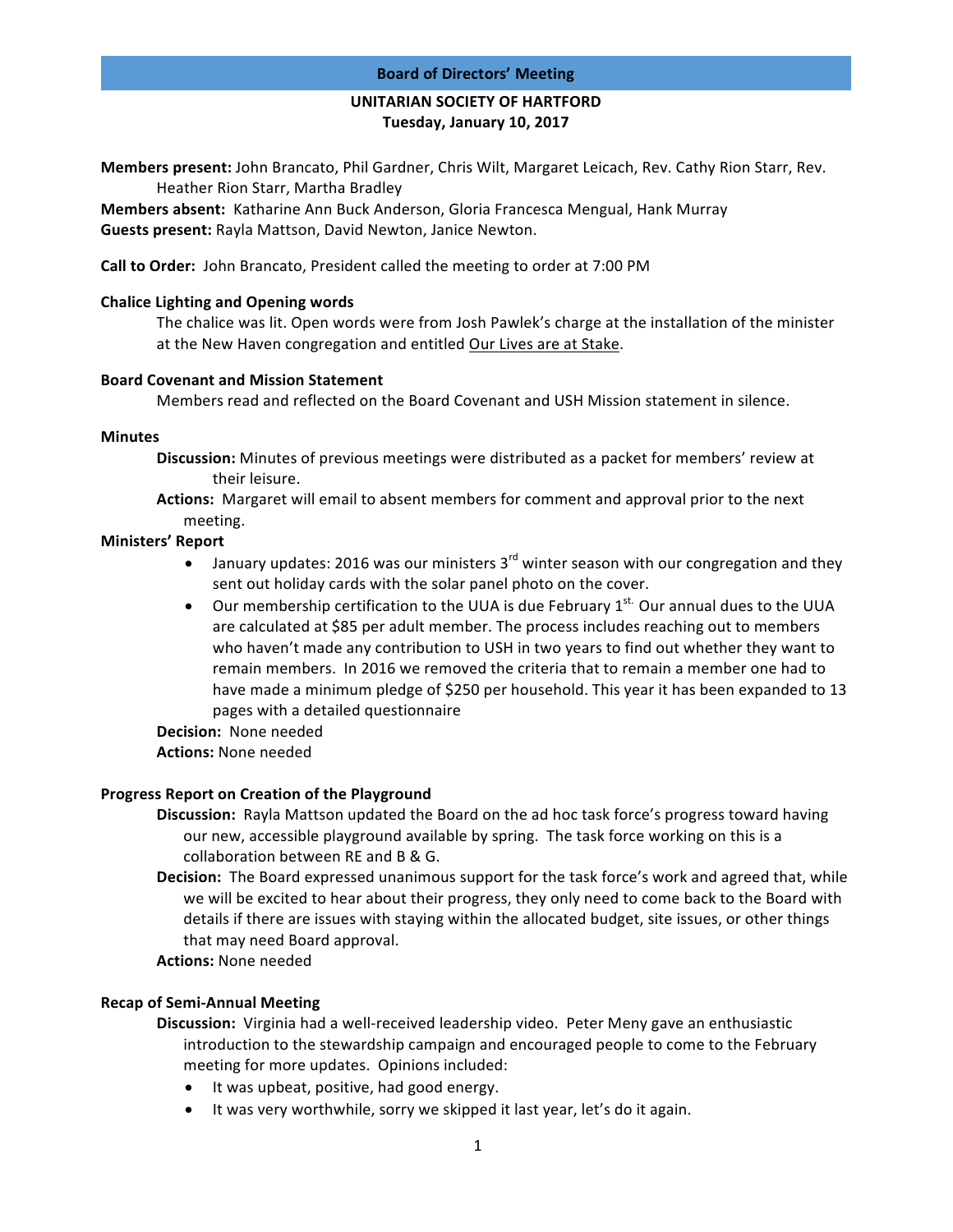# Board of Directors' Meeting

## UNITARIAN SOCIETY OF HARTFORD
**Tuesday, January 10, 2017**

**Members present:** John Brancato, Phil Gardner, Chris Wilt, Margaret Leicach, Rev. Cathy Rion Starr, Rev. Heather Rion Starr, Martha Bradley

**Members absent:** Katharine Ann Buck Anderson, Gloria Francesca Mengual, Hank Murray

**Guests present:** Rayla Mattson, David Newton, Janice Newton.

**Call to Order:** John Brancato, President called the meeting to order at 7:00 PM

**Chalice Lighting and Opening words**

The chalice was lit. Open words were from Josh Pawlek's charge at the installation of the minister at the New Haven congregation and entitled Our Lives are at Stake.

**Board Covenant and Mission Statement**

Members read and reflected on the Board Covenant and USH Mission statement in silence.

**Minutes**

**Discussion:** Minutes of previous meetings were distributed as a packet for members' review at their leisure.

**Actions:** Margaret will email to absent members for comment and approval prior to the next meeting.

**Ministers' Report**

- January updates: 2016 was our ministers 3rd winter season with our congregation and they sent out holiday cards with the solar panel photo on the cover.
- Our membership certification to the UUA is due February 1st. Our annual dues to the UUA are calculated at $85 per adult member. The process includes reaching out to members who haven't made any contribution to USH in two years to find out whether they want to remain members. In 2016 we removed the criteria that to remain a member one had to have made a minimum pledge of $250 per household. This year it has been expanded to 13 pages with a detailed questionnaire

**Decision:** None needed

**Actions:** None needed

**Progress Report on Creation of the Playground**

**Discussion:** Rayla Mattson updated the Board on the ad hoc task force's progress toward having our new, accessible playground available by spring. The task force working on this is a collaboration between RE and B & G.

**Decision:** The Board expressed unanimous support for the task force's work and agreed that, while we will be excited to hear about their progress, they only need to come back to the Board with details if there are issues with staying within the allocated budget, site issues, or other things that may need Board approval.

**Actions:** None needed

**Recap of Semi-Annual Meeting**

**Discussion:** Virginia had a well-received leadership video. Peter Meny gave an enthusiastic introduction to the stewardship campaign and encouraged people to come to the February meeting for more updates. Opinions included:

- It was upbeat, positive, had good energy.
- It was very worthwhile, sorry we skipped it last year, let's do it again.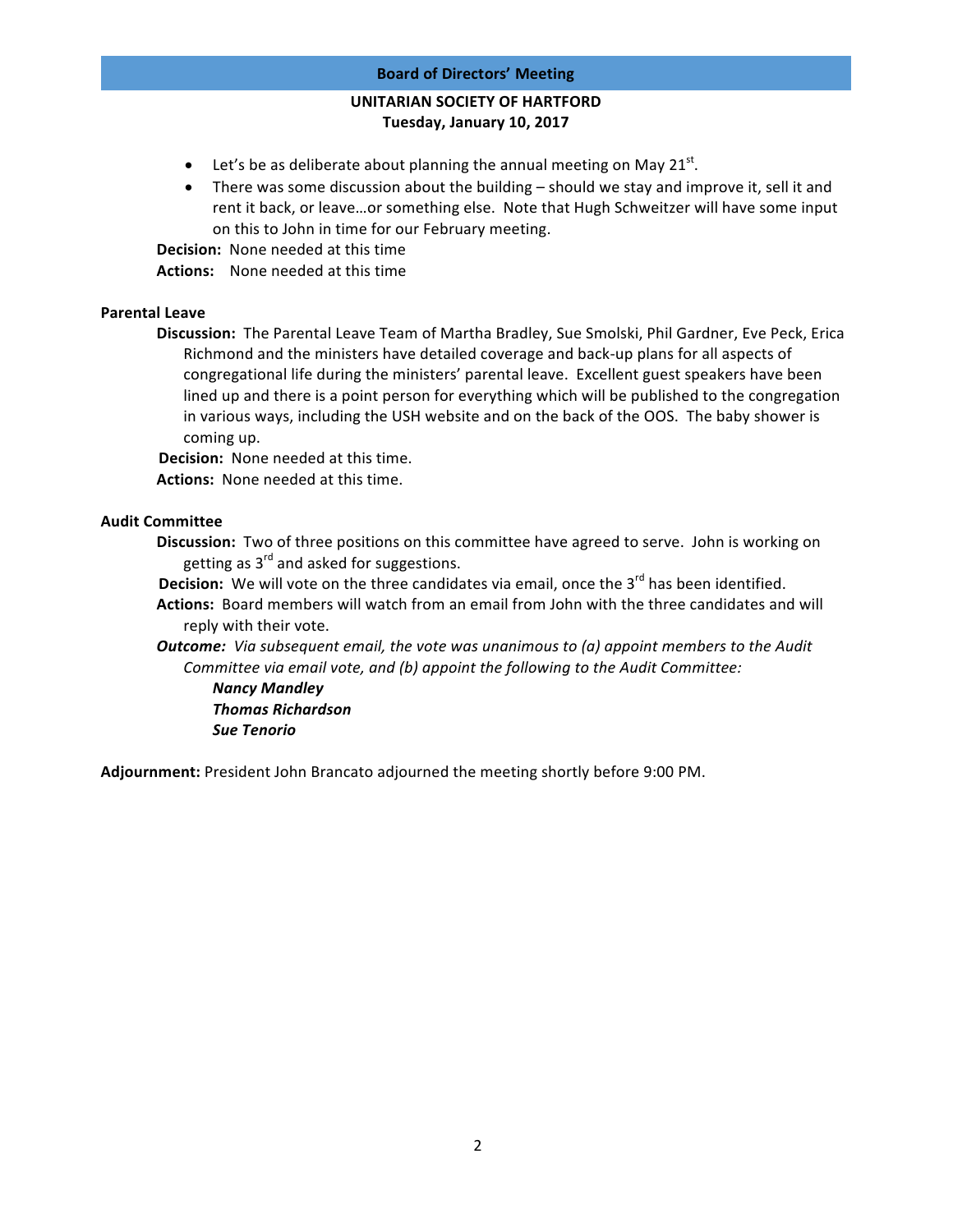- Let's be as deliberate about planning the annual meeting on May 21st.
- There was some discussion about the building – should we stay and improve it, sell it and rent it back, or leave…or something else. Note that Hugh Schweitzer will have some input on this to John in time for our February meeting.

**Decision:** None needed at this time

**Actions:** None needed at this time

### Parental Leave

**Discussion:** The Parental Leave Team of Martha Bradley, Sue Smolski, Phil Gardner, Eve Peck, Erica Richmond and the ministers have detailed coverage and back-up plans for all aspects of congregational life during the ministers' parental leave. Excellent guest speakers have been lined up and there is a point person for everything which will be published to the congregation in various ways, including the USH website and on the back of the OOS. The baby shower is coming up.

**Decision:** None needed at this time.

**Actions:** None needed at this time.

### Audit Committee

**Discussion:** Two of three positions on this committee have agreed to serve. John is working on getting as 3rd and asked for suggestions.

**Decision:** We will vote on the three candidates via email, once the 3rd has been identified.

**Actions:** Board members will watch from an email from John with the three candidates and will reply with their vote.

***Outcome:*** *Via subsequent email, the vote was unanimous to (a) appoint members to the Audit Committee via email vote, and (b) appoint the following to the Audit Committee:*

***Nancy Mandley***
***Thomas Richardson***
***Sue Tenorio***

**Adjournment:** President John Brancato adjourned the meeting shortly before 9:00 PM.